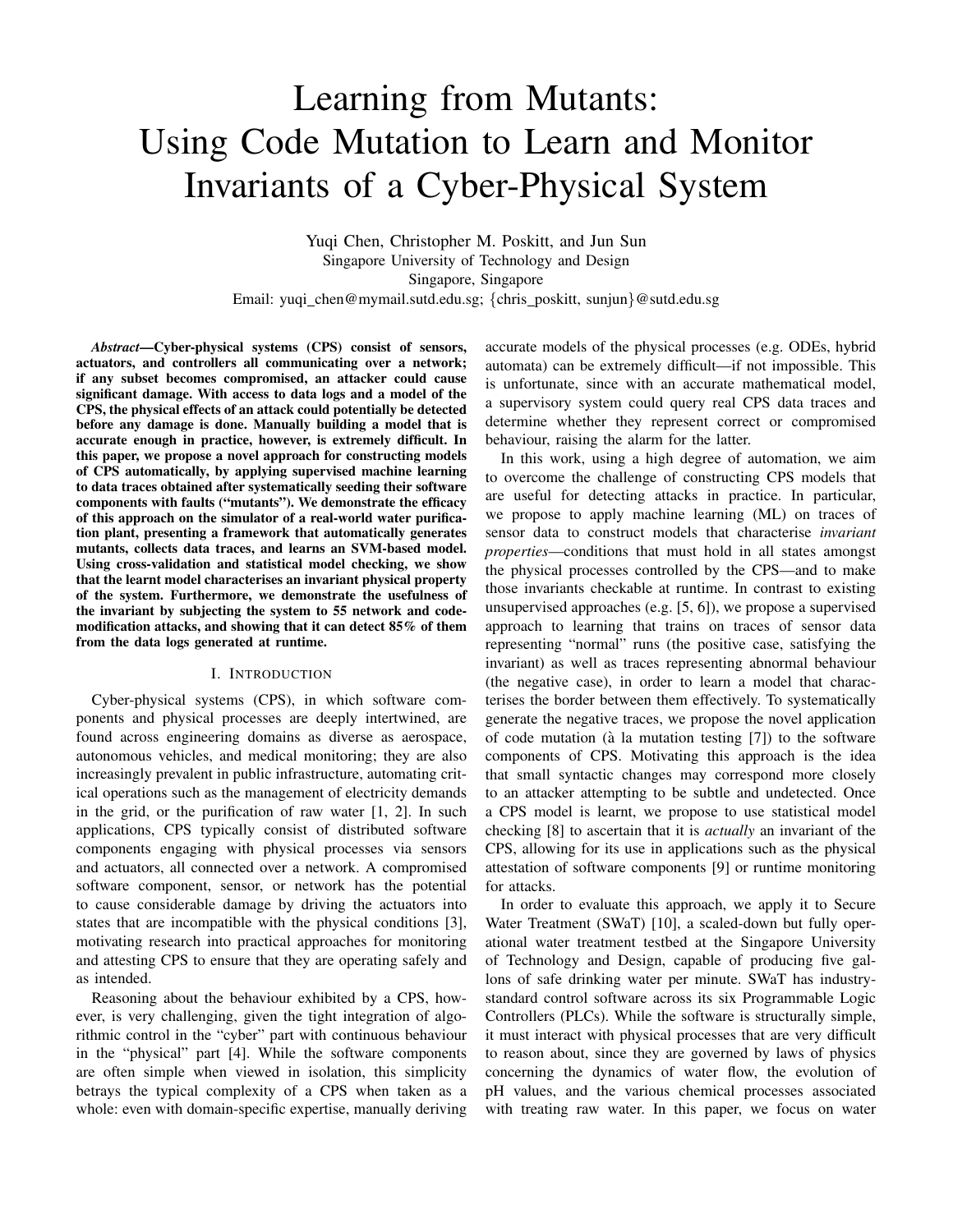# Learning from Mutants: Using Code Mutation to Learn and Monitor Invariants of a Cyber-Physical System

Yuqi Chen, Christopher M. Poskitt, and Jun Sun
Singapore University of Technology and Design
Singapore, Singapore
Email: yuqi_chen@mymail.sutd.edu.sg; {chris_poskitt, sunjun}@sutd.edu.sg

***Abstract*—Cyber-physical systems (CPS) consist of sensors, actuators, and controllers all communicating over a network; if any subset becomes compromised, an attacker could cause significant damage. With access to data logs and a model of the CPS, the physical effects of an attack could potentially be detected before any damage is done. Manually building a model that is accurate enough in practice, however, is extremely difficult. In this paper, we propose a novel approach for constructing models of CPS automatically, by applying supervised machine learning to data traces obtained after systematically seeding their software components with faults ("mutants"). We demonstrate the efficacy of this approach on the simulator of a real-world water purification plant, presenting a framework that automatically generates mutants, collects data traces, and learns an SVM-based model. Using cross-validation and statistical model checking, we show that the learnt model characterises an invariant physical property of the system. Furthermore, we demonstrate the usefulness of the invariant by subjecting the system to 55 network and code-modification attacks, and showing that it can detect 85% of them from the data logs generated at runtime.**

## I. Introduction

Cyber-physical systems (CPS), in which software components and physical processes are deeply intertwined, are found across engineering domains as diverse as aerospace, autonomous vehicles, and medical monitoring; they are also increasingly prevalent in public infrastructure, automating critical operations such as the management of electricity demands in the grid, or the purification of raw water [1, 2]. In such applications, CPS typically consist of distributed software components engaging with physical processes via sensors and actuators, all connected over a network. A compromised software component, sensor, or network has the potential to cause considerable damage by driving the actuators into states that are incompatible with the physical conditions [3], motivating research into practical approaches for monitoring and attesting CPS to ensure that they are operating safely and as intended.

Reasoning about the behaviour exhibited by a CPS, however, is very challenging, given the tight integration of algorithmic control in the "cyber" part with continuous behaviour in the "physical" part [4]. While the software components are often simple when viewed in isolation, this simplicity betrays the typical complexity of a CPS when taken as a whole: even with domain-specific expertise, manually deriving accurate models of the physical processes (e.g. ODEs, hybrid automata) can be extremely difficult—if not impossible. This is unfortunate, since with an accurate mathematical model, a supervisory system could query real CPS data traces and determine whether they represent correct or compromised behaviour, raising the alarm for the latter.

In this work, using a high degree of automation, we aim to overcome the challenge of constructing CPS models that are useful for detecting attacks in practice. In particular, we propose to apply machine learning (ML) on traces of sensor data to construct models that characterise *invariant properties*—conditions that must hold in all states amongst the physical processes controlled by the CPS—and to make those invariants checkable at runtime. In contrast to existing unsupervised approaches (e.g. [5, 6]), we propose a supervised approach to learning that trains on traces of sensor data representing "normal" runs (the positive case, satisfying the invariant) as well as traces representing abnormal behaviour (the negative case), in order to learn a model that characterises the border between them effectively. To systematically generate the negative traces, we propose the novel application of code mutation (à la mutation testing [7]) to the software components of CPS. Motivating this approach is the idea that small syntactic changes may correspond more closely to an attacker attempting to be subtle and undetected. Once a CPS model is learnt, we propose to use statistical model checking [8] to ascertain that it is *actually* an invariant of the CPS, allowing for its use in applications such as the physical attestation of software components [9] or runtime monitoring for attacks.

In order to evaluate this approach, we apply it to Secure Water Treatment (SWaT) [10], a scaled-down but fully operational water treatment testbed at the Singapore University of Technology and Design, capable of producing five gallons of safe drinking water per minute. SWaT has industry-standard control software across its six Programmable Logic Controllers (PLCs). While the software is structurally simple, it must interact with physical processes that are very difficult to reason about, since they are governed by laws of physics concerning the dynamics of water flow, the evolution of pH values, and the various chemical processes associated with treating raw water. In this paper, we focus on water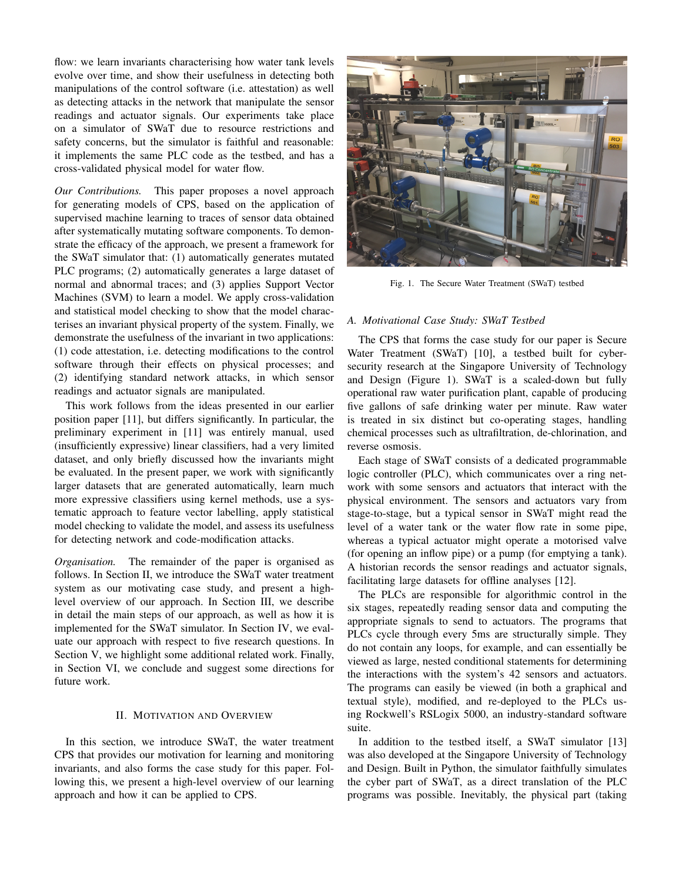flow: we learn invariants characterising how water tank levels evolve over time, and show their usefulness in detecting both manipulations of the control software (i.e. attestation) as well as detecting attacks in the network that manipulate the sensor readings and actuator signals. Our experiments take place on a simulator of SWaT due to resource restrictions and safety concerns, but the simulator is faithful and reasonable: it implements the same PLC code as the testbed, and has a cross-validated physical model for water flow.

*Our Contributions.* This paper proposes a novel approach for generating models of CPS, based on the application of supervised machine learning to traces of sensor data obtained after systematically mutating software components. To demonstrate the efficacy of the approach, we present a framework for the SWaT simulator that: (1) automatically generates mutated PLC programs; (2) automatically generates a large dataset of normal and abnormal traces; and (3) applies Support Vector Machines (SVM) to learn a model. We apply cross-validation and statistical model checking to show that the model characterises an invariant physical property of the system. Finally, we demonstrate the usefulness of the invariant in two applications: (1) code attestation, i.e. detecting modifications to the control software through their effects on physical processes; and (2) identifying standard network attacks, in which sensor readings and actuator signals are manipulated.

This work follows from the ideas presented in our earlier position paper [11], but differs significantly. In particular, the preliminary experiment in [11] was entirely manual, used (insufficiently expressive) linear classifiers, had a very limited dataset, and only briefly discussed how the invariants might be evaluated. In the present paper, we work with significantly larger datasets that are generated automatically, learn much more expressive classifiers using kernel methods, use a systematic approach to feature vector labelling, apply statistical model checking to validate the model, and assess its usefulness for detecting network and code-modification attacks.

*Organisation.* The remainder of the paper is organised as follows. In Section II, we introduce the SWaT water treatment system as our motivating case study, and present a high-level overview of our approach. In Section III, we describe in detail the main steps of our approach, as well as how it is implemented for the SWaT simulator. In Section IV, we evaluate our approach with respect to five research questions. In Section V, we highlight some additional related work. Finally, in Section VI, we conclude and suggest some directions for future work.

## II. Motivation and Overview

In this section, we introduce SWaT, the water treatment CPS that provides our motivation for learning and monitoring invariants, and also forms the case study for this paper. Following this, we present a high-level overview of our learning approach and how it can be applied to CPS.

Fig. 1. The Secure Water Treatment (SWaT) testbed

### A. Motivational Case Study: SWaT Testbed

The CPS that forms the case study for our paper is Secure Water Treatment (SWaT) [10], a testbed built for cyber-security research at the Singapore University of Technology and Design (Figure 1). SWaT is a scaled-down but fully operational raw water purification plant, capable of producing five gallons of safe drinking water per minute. Raw water is treated in six distinct but co-operating stages, handling chemical processes such as ultrafiltration, de-chlorination, and reverse osmosis.

Each stage of SWaT consists of a dedicated programmable logic controller (PLC), which communicates over a ring network with some sensors and actuators that interact with the physical environment. The sensors and actuators vary from stage-to-stage, but a typical sensor in SWaT might read the level of a water tank or the water flow rate in some pipe, whereas a typical actuator might operate a motorised valve (for opening an inflow pipe) or a pump (for emptying a tank). A historian records the sensor readings and actuator signals, facilitating large datasets for offline analyses [12].

The PLCs are responsible for algorithmic control in the six stages, repeatedly reading sensor data and computing the appropriate signals to send to actuators. The programs that PLCs cycle through every 5ms are structurally simple. They do not contain any loops, for example, and can essentially be viewed as large, nested conditional statements for determining the interactions with the system's 42 sensors and actuators. The programs can easily be viewed (in both a graphical and textual style), modified, and re-deployed to the PLCs using Rockwell's RSLogix 5000, an industry-standard software suite.

In addition to the testbed itself, a SWaT simulator [13] was also developed at the Singapore University of Technology and Design. Built in Python, the simulator faithfully simulates the cyber part of SWaT, as a direct translation of the PLC programs was possible. Inevitably, the physical part (taking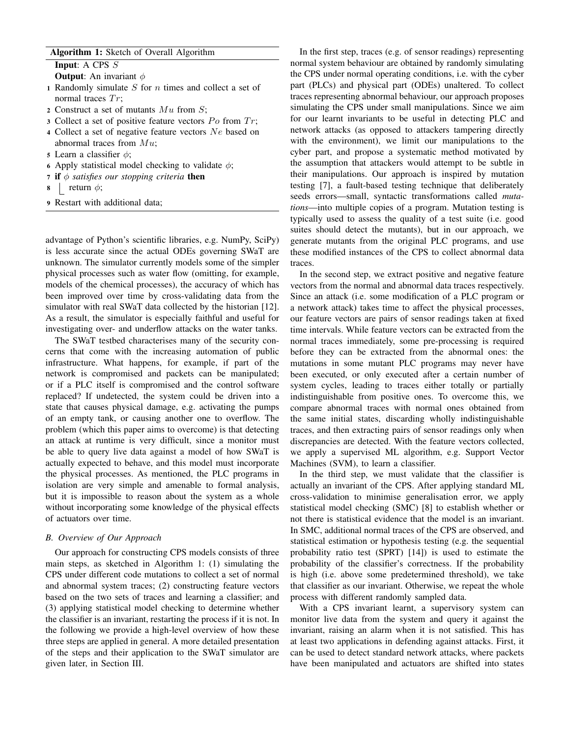**Algorithm 1:** Sketch of Overall Algorithm

**Input**: A CPS $S$

**Output**: An invariant $\phi$

1. Randomly simulate $S$ for $n$ times and collect a set of normal traces $Tr$;
2. Construct a set of mutants $Mu$ from $S$;
3. Collect a set of positive feature vectors $Po$ from $Tr$;
4. Collect a set of negative feature vectors $Ne$ based on abnormal traces from $Mu$;
5. Learn a classifier $\phi$;
6. Apply statistical model checking to validate $\phi$;
7. **if** *$\phi$ satisfies our stopping criteria* **then**
8. return $\phi$;
9. Restart with additional data;

advantage of Python's scientific libraries, e.g. NumPy, SciPy) is less accurate since the actual ODEs governing SWaT are unknown. The simulator currently models some of the simpler physical processes such as water flow (omitting, for example, models of the chemical processes), the accuracy of which has been improved over time by cross-validating data from the simulator with real SWaT data collected by the historian [12]. As a result, the simulator is especially faithful and useful for investigating over- and underflow attacks on the water tanks.

The SWaT testbed characterises many of the security concerns that come with the increasing automation of public infrastructure. What happens, for example, if part of the network is compromised and packets can be manipulated; or if a PLC itself is compromised and the control software replaced? If undetected, the system could be driven into a state that causes physical damage, e.g. activating the pumps of an empty tank, or causing another one to overflow. The problem (which this paper aims to overcome) is that detecting an attack at runtime is very difficult, since a monitor must be able to query live data against a model of how SWaT is actually expected to behave, and this model must incorporate the physical processes. As mentioned, the PLC programs in isolation are very simple and amenable to formal analysis, but it is impossible to reason about the system as a whole without incorporating some knowledge of the physical effects of actuators over time.

### B. Overview of Our Approach

Our approach for constructing CPS models consists of three main steps, as sketched in Algorithm 1: (1) simulating the CPS under different code mutations to collect a set of normal and abnormal system traces; (2) constructing feature vectors based on the two sets of traces and learning a classifier; and (3) applying statistical model checking to determine whether the classifier is an invariant, restarting the process if it is not. In the following we provide a high-level overview of how these three steps are applied in general. A more detailed presentation of the steps and their application to the SWaT simulator are given later, in Section III.

In the first step, traces (e.g. of sensor readings) representing normal system behaviour are obtained by randomly simulating the CPS under normal operating conditions, i.e. with the cyber part (PLCs) and physical part (ODEs) unaltered. To collect traces representing abnormal behaviour, our approach proposes simulating the CPS under small manipulations. Since we aim for our learnt invariants to be useful in detecting PLC and network attacks (as opposed to attackers tampering directly with the environment), we limit our manipulations to the cyber part, and propose a systematic method motivated by the assumption that attackers would attempt to be subtle in their manipulations. Our approach is inspired by mutation testing [7], a fault-based testing technique that deliberately seeds errors—small, syntactic transformations called *mutations*—into multiple copies of a program. Mutation testing is typically used to assess the quality of a test suite (i.e. good suites should detect the mutants), but in our approach, we generate mutants from the original PLC programs, and use these modified instances of the CPS to collect abnormal data traces.

In the second step, we extract positive and negative feature vectors from the normal and abnormal data traces respectively. Since an attack (i.e. some modification of a PLC program or a network attack) takes time to affect the physical processes, our feature vectors are pairs of sensor readings taken at fixed time intervals. While feature vectors can be extracted from the normal traces immediately, some pre-processing is required before they can be extracted from the abnormal ones: the mutations in some mutant PLC programs may never have been executed, or only executed after a certain number of system cycles, leading to traces either totally or partially indistinguishable from positive ones. To overcome this, we compare abnormal traces with normal ones obtained from the same initial states, discarding wholly indistinguishable traces, and then extracting pairs of sensor readings only when discrepancies are detected. With the feature vectors collected, we apply a supervised ML algorithm, e.g. Support Vector Machines (SVM), to learn a classifier.

In the third step, we must validate that the classifier is actually an invariant of the CPS. After applying standard ML cross-validation to minimise generalisation error, we apply statistical model checking (SMC) [8] to establish whether or not there is statistical evidence that the model is an invariant. In SMC, additional normal traces of the CPS are observed, and statistical estimation or hypothesis testing (e.g. the sequential probability ratio test (SPRT) [14]) is used to estimate the probability of the classifier's correctness. If the probability is high (i.e. above some predetermined threshold), we take that classifier as our invariant. Otherwise, we repeat the whole process with different randomly sampled data.

With a CPS invariant learnt, a supervisory system can monitor live data from the system and query it against the invariant, raising an alarm when it is not satisfied. This has at least two applications in defending against attacks. First, it can be used to detect standard network attacks, where packets have been manipulated and actuators are shifted into states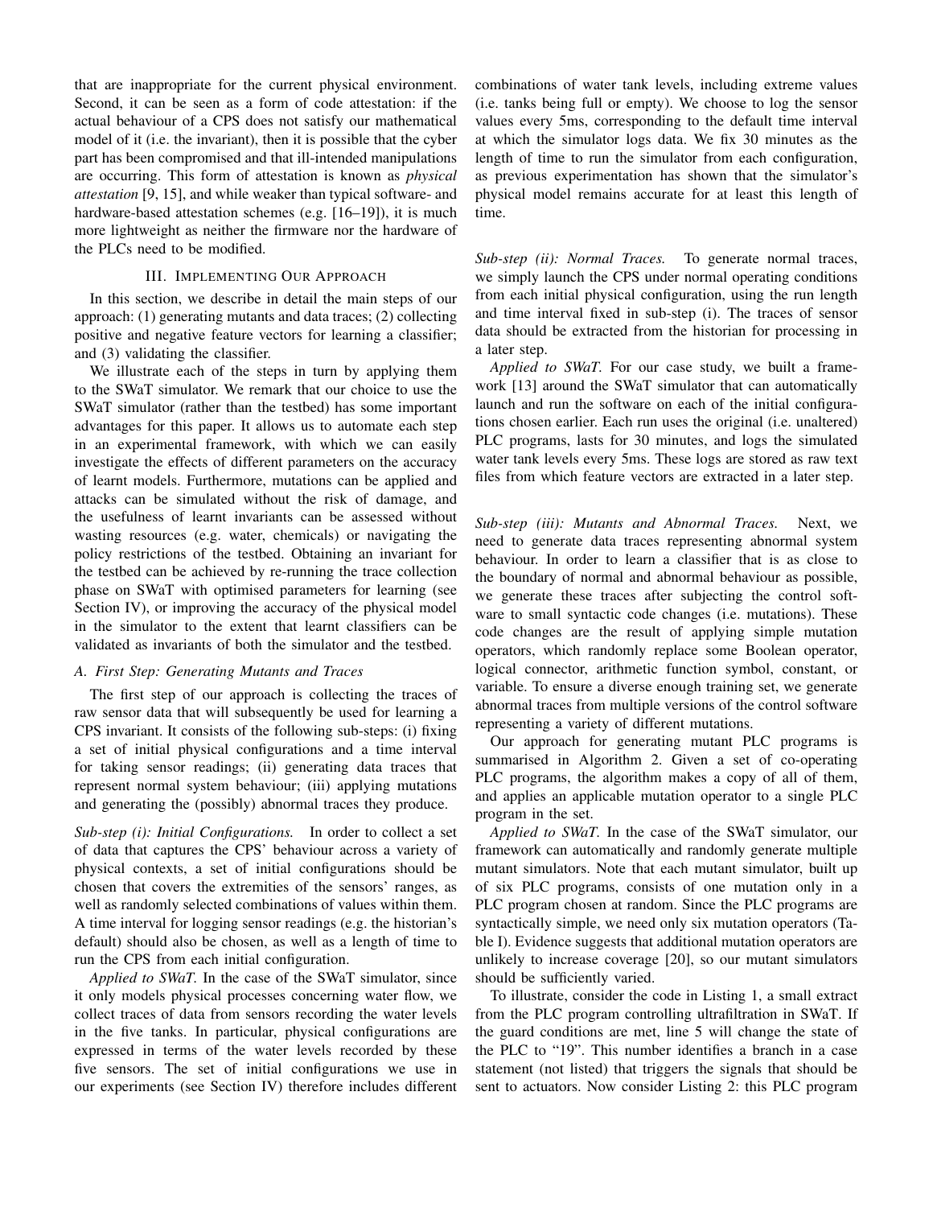that are inappropriate for the current physical environment. Second, it can be seen as a form of code attestation: if the actual behaviour of a CPS does not satisfy our mathematical model of it (i.e. the invariant), then it is possible that the cyber part has been compromised and that ill-intended manipulations are occurring. This form of attestation is known as *physical attestation* [9, 15], and while weaker than typical software- and hardware-based attestation schemes (e.g. [16–19]), it is much more lightweight as neither the firmware nor the hardware of the PLCs need to be modified.

## III. Implementing Our Approach

In this section, we describe in detail the main steps of our approach: (1) generating mutants and data traces; (2) collecting positive and negative feature vectors for learning a classifier; and (3) validating the classifier.

We illustrate each of the steps in turn by applying them to the SWaT simulator. We remark that our choice to use the SWaT simulator (rather than the testbed) has some important advantages for this paper. It allows us to automate each step in an experimental framework, with which we can easily investigate the effects of different parameters on the accuracy of learnt models. Furthermore, mutations can be applied and attacks can be simulated without the risk of damage, and the usefulness of learnt invariants can be assessed without wasting resources (e.g. water, chemicals) or navigating the policy restrictions of the testbed. Obtaining an invariant for the testbed can be achieved by re-running the trace collection phase on SWaT with optimised parameters for learning (see Section IV), or improving the accuracy of the physical model in the simulator to the extent that learnt classifiers can be validated as invariants of both the simulator and the testbed.

### A. First Step: Generating Mutants and Traces

The first step of our approach is collecting the traces of raw sensor data that will subsequently be used for learning a CPS invariant. It consists of the following sub-steps: (i) fixing a set of initial physical configurations and a time interval for taking sensor readings; (ii) generating data traces that represent normal system behaviour; (iii) applying mutations and generating the (possibly) abnormal traces they produce.

*Sub-step (i): Initial Configurations.* In order to collect a set of data that captures the CPS' behaviour across a variety of physical contexts, a set of initial configurations should be chosen that covers the extremities of the sensors' ranges, as well as randomly selected combinations of values within them. A time interval for logging sensor readings (e.g. the historian's default) should also be chosen, as well as a length of time to run the CPS from each initial configuration.

*Applied to SWaT.* In the case of the SWaT simulator, since it only models physical processes concerning water flow, we collect traces of data from sensors recording the water levels in the five tanks. In particular, physical configurations are expressed in terms of the water levels recorded by these five sensors. The set of initial configurations we use in our experiments (see Section IV) therefore includes different combinations of water tank levels, including extreme values (i.e. tanks being full or empty). We choose to log the sensor values every 5ms, corresponding to the default time interval at which the simulator logs data. We fix 30 minutes as the length of time to run the simulator from each configuration, as previous experimentation has shown that the simulator's physical model remains accurate for at least this length of time.

*Sub-step (ii): Normal Traces.* To generate normal traces, we simply launch the CPS under normal operating conditions from each initial physical configuration, using the run length and time interval fixed in sub-step (i). The traces of sensor data should be extracted from the historian for processing in a later step.

*Applied to SWaT.* For our case study, we built a framework [13] around the SWaT simulator that can automatically launch and run the software on each of the initial configurations chosen earlier. Each run uses the original (i.e. unaltered) PLC programs, lasts for 30 minutes, and logs the simulated water tank levels every 5ms. These logs are stored as raw text files from which feature vectors are extracted in a later step.

*Sub-step (iii): Mutants and Abnormal Traces.* Next, we need to generate data traces representing abnormal system behaviour. In order to learn a classifier that is as close to the boundary of normal and abnormal behaviour as possible, we generate these traces after subjecting the control software to small syntactic code changes (i.e. mutations). These code changes are the result of applying simple mutation operators, which randomly replace some Boolean operator, logical connector, arithmetic function symbol, constant, or variable. To ensure a diverse enough training set, we generate abnormal traces from multiple versions of the control software representing a variety of different mutations.

Our approach for generating mutant PLC programs is summarised in Algorithm 2. Given a set of co-operating PLC programs, the algorithm makes a copy of all of them, and applies an applicable mutation operator to a single PLC program in the set.

*Applied to SWaT.* In the case of the SWaT simulator, our framework can automatically and randomly generate multiple mutant simulators. Note that each mutant simulator, built up of six PLC programs, consists of one mutation only in a PLC program chosen at random. Since the PLC programs are syntactically simple, we need only six mutation operators (Table I). Evidence suggests that additional mutation operators are unlikely to increase coverage [20], so our mutant simulators should be sufficiently varied.

To illustrate, consider the code in Listing 1, a small extract from the PLC program controlling ultrafiltration in SWaT. If the guard conditions are met, line 5 will change the state of the PLC to "19". This number identifies a branch in a case statement (not listed) that triggers the signals that should be sent to actuators. Now consider Listing 2: this PLC program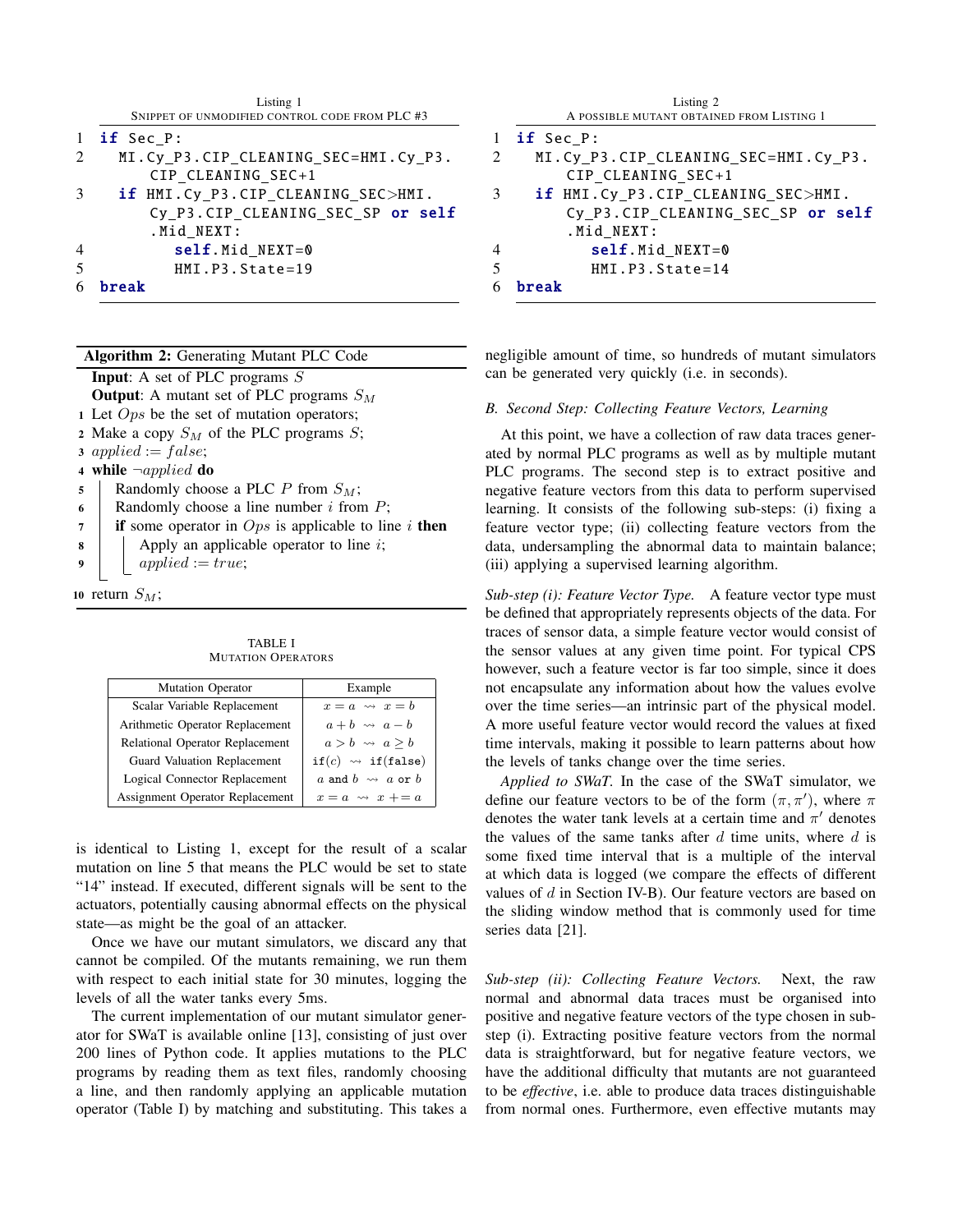Listing 1
SNIPPET OF UNMODIFIED CONTROL CODE FROM PLC #3

```
1 if Sec_P:
2   MI.Cy_P3.CIP_CLEANING_SEC=HMI.Cy_P3.
      CIP_CLEANING_SEC+1
3   if HMI.Cy_P3.CIP_CLEANING_SEC>HMI.
      Cy_P3.CIP_CLEANING_SEC_SP or self
      .Mid_NEXT:
4       self.Mid_NEXT=0
5       HMI.P3.State=19
6 break
```

Listing 2
A POSSIBLE MUTANT OBTAINED FROM LISTING 1

```
1 if Sec_P:
2   MI.Cy_P3.CIP_CLEANING_SEC=HMI.Cy_P3.
      CIP_CLEANING_SEC+1
3   if HMI.Cy_P3.CIP_CLEANING_SEC>HMI.
      Cy_P3.CIP_CLEANING_SEC_SP or self
      .Mid_NEXT:
4       self.Mid_NEXT=0
5       HMI.P3.State=14
6 break
```

**Algorithm 2:** Generating Mutant PLC Code

**Input**: A set of PLC programs $S$
**Output**: A mutant set of PLC programs $S_M$

1. Let $Ops$ be the set of mutation operators;
2. Make a copy $S_M$ of the PLC programs $S$;
3. $applied := false$;
4. **while** $\neg applied$ **do**
5.   Randomly choose a PLC $P$ from $S_M$;
6.   Randomly choose a line number $i$ from $P$;
7.   **if** some operator in $Ops$ is applicable to line $i$ **then**
8.     Apply an applicable operator to line $i$;
9.     $applied := true$;
10. return $S_M$;

TABLE I
MUTATION OPERATORS

| Mutation Operator | Example |
|---|---|
| Scalar Variable Replacement | $x = a \rightsquigarrow x = b$ |
| Arithmetic Operator Replacement | $a + b \rightsquigarrow a - b$ |
| Relational Operator Replacement | $a > b \rightsquigarrow a \geq b$ |
| Guard Valuation Replacement | if($c$) $\rightsquigarrow$ if(false) |
| Logical Connector Replacement | $a$ and $b$ $\rightsquigarrow$ $a$ or $b$ |
| Assignment Operator Replacement | $x = a \rightsquigarrow x += a$ |

is identical to Listing 1, except for the result of a scalar mutation on line 5 that means the PLC would be set to state "14" instead. If executed, different signals will be sent to the actuators, potentially causing abnormal effects on the physical state—as might be the goal of an attacker.

Once we have our mutant simulators, we discard any that cannot be compiled. Of the mutants remaining, we run them with respect to each initial state for 30 minutes, logging the levels of all the water tanks every 5ms.

The current implementation of our mutant simulator generator for SWaT is available online [13], consisting of just over 200 lines of Python code. It applies mutations to the PLC programs by reading them as text files, randomly choosing a line, and then randomly applying an applicable mutation operator (Table I) by matching and substituting. This takes a negligible amount of time, so hundreds of mutant simulators can be generated very quickly (i.e. in seconds).

### B. Second Step: Collecting Feature Vectors, Learning

At this point, we have a collection of raw data traces generated by normal PLC programs as well as by multiple mutant PLC programs. The second step is to extract positive and negative feature vectors from this data to perform supervised learning. It consists of the following sub-steps: (i) fixing a feature vector type; (ii) collecting feature vectors from the data, undersampling the abnormal data to maintain balance; (iii) applying a supervised learning algorithm.

*Sub-step (i): Feature Vector Type.* A feature vector type must be defined that appropriately represents objects of the data. For traces of sensor data, a simple feature vector would consist of the sensor values at any given time point. For typical CPS however, such a feature vector is far too simple, since it does not encapsulate any information about how the values evolve over the time series—an intrinsic part of the physical model. A more useful feature vector would record the values at fixed time intervals, making it possible to learn patterns about how the levels of tanks change over the time series.

*Applied to SWaT.* In the case of the SWaT simulator, we define our feature vectors to be of the form $(\pi, \pi')$, where $\pi$ denotes the water tank levels at a certain time and $\pi'$ denotes the values of the same tanks after $d$ time units, where $d$ is some fixed time interval that is a multiple of the interval at which data is logged (we compare the effects of different values of $d$ in Section IV-B). Our feature vectors are based on the sliding window method that is commonly used for time series data [21].

*Sub-step (ii): Collecting Feature Vectors.* Next, the raw normal and abnormal data traces must be organised into positive and negative feature vectors of the type chosen in sub-step (i). Extracting positive feature vectors from the normal data is straightforward, but for negative feature vectors, we have the additional difficulty that mutants are not guaranteed to be *effective*, i.e. able to produce data traces distinguishable from normal ones. Furthermore, even effective mutants may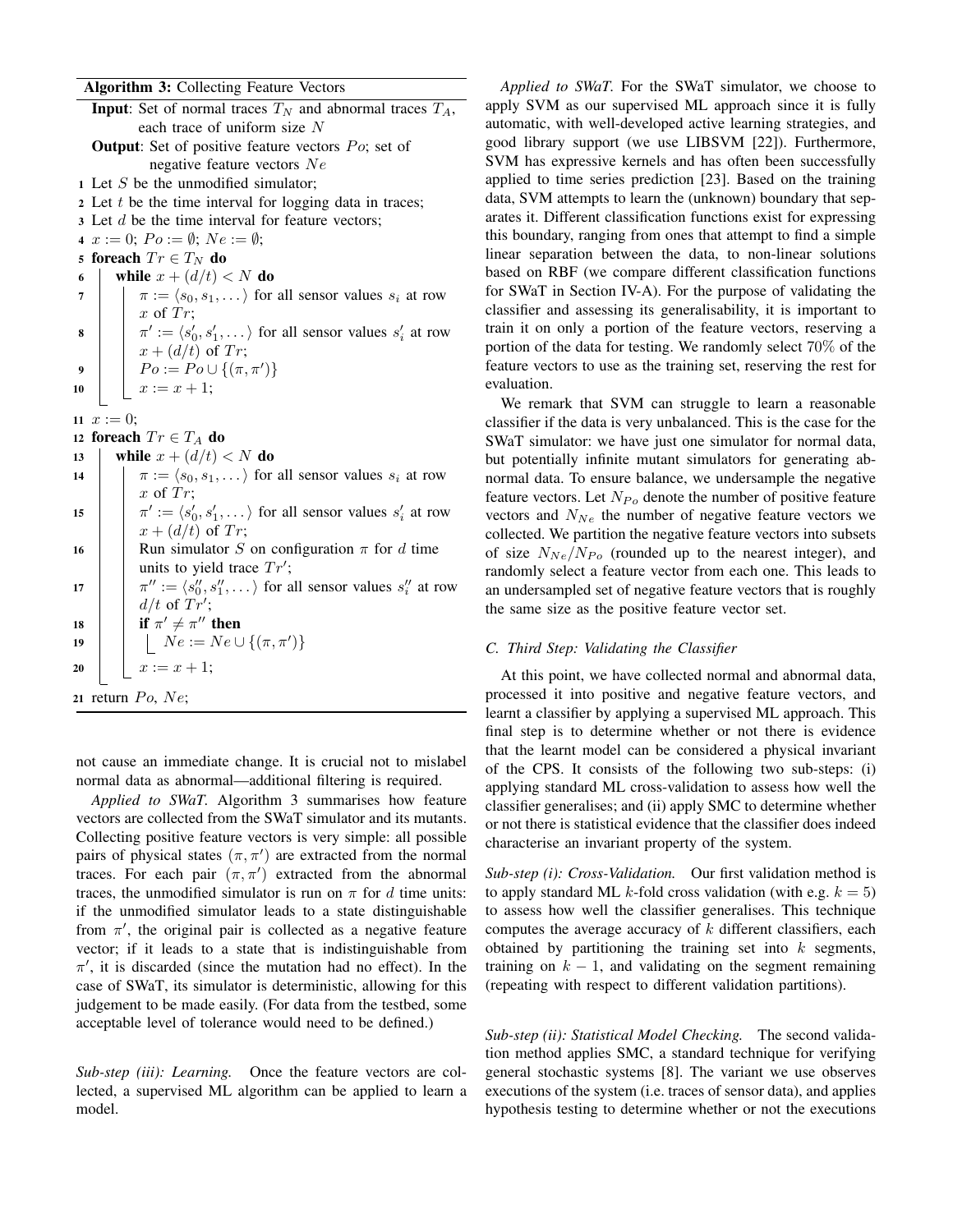**Algorithm 3:** Collecting Feature Vectors

```
Input: Set of normal traces T_N and abnormal traces T_A,
       each trace of uniform size N
Output: Set of positive feature vectors Po; set of
        negative feature vectors Ne
1  Let S be the unmodified simulator;
2  Let t be the time interval for logging data in traces;
3  Let d be the time interval for feature vectors;
4  x := 0; Po := ∅; Ne := ∅;
5  foreach Tr ∈ T_N do
6      while x + (d/t) < N do
7          π := ⟨s_0, s_1, ...⟩ for all sensor values s_i at row
           x of Tr;
8          π' := ⟨s'_0, s'_1, ...⟩ for all sensor values s'_i at row
           x + (d/t) of Tr;
9          Po := Po ∪ {(π, π')}
10         x := x + 1;
11 x := 0;
12 foreach Tr ∈ T_A do
13     while x + (d/t) < N do
14         π := ⟨s_0, s_1, ...⟩ for all sensor values s_i at row
           x of Tr;
15         π' := ⟨s'_0, s'_1, ...⟩ for all sensor values s'_i at row
           x + (d/t) of Tr;
16         Run simulator S on configuration π for d time
           units to yield trace Tr';
17         π'' := ⟨s''_0, s''_1, ...⟩ for all sensor values s''_i at row
           d/t of Tr';
18         if π' ≠ π'' then
19             Ne := Ne ∪ {(π, π')}
20         x := x + 1;
21 return Po, Ne;
```

not cause an immediate change. It is crucial not to mislabel normal data as abnormal—additional filtering is required.

*Applied to SWaT.* Algorithm 3 summarises how feature vectors are collected from the SWaT simulator and its mutants. Collecting positive feature vectors is very simple: all possible pairs of physical states $(\pi, \pi')$ are extracted from the normal traces. For each pair $(\pi, \pi')$ extracted from the abnormal traces, the unmodified simulator is run on $\pi$ for $d$ time units: if the unmodified simulator leads to a state distinguishable from $\pi'$, the original pair is collected as a negative feature vector; if it leads to a state that is indistinguishable from $\pi'$, it is discarded (since the mutation had no effect). In the case of SWaT, its simulator is deterministic, allowing for this judgement to be made easily. (For data from the testbed, some acceptable level of tolerance would need to be defined.)

*Sub-step (iii): Learning.* Once the feature vectors are collected, a supervised ML algorithm can be applied to learn a model.

*Applied to SWaT.* For the SWaT simulator, we choose to apply SVM as our supervised ML approach since it is fully automatic, with well-developed active learning strategies, and good library support (we use LIBSVM [22]). Furthermore, SVM has expressive kernels and has often been successfully applied to time series prediction [23]. Based on the training data, SVM attempts to learn the (unknown) boundary that separates it. Different classification functions exist for expressing this boundary, ranging from ones that attempt to find a simple linear separation between the data, to non-linear solutions based on RBF (we compare different classification functions for SWaT in Section IV-A). For the purpose of validating the classifier and assessing its generalisability, it is important to train it on only a portion of the feature vectors, reserving a portion of the data for testing. We randomly select 70% of the feature vectors to use as the training set, reserving the rest for evaluation.

We remark that SVM can struggle to learn a reasonable classifier if the data is very unbalanced. This is the case for the SWaT simulator: we have just one simulator for normal data, but potentially infinite mutant simulators for generating abnormal data. To ensure balance, we undersample the negative feature vectors. Let $N_{Po}$ denote the number of positive feature vectors and $N_{Ne}$ the number of negative feature vectors we collected. We partition the negative feature vectors into subsets of size $N_{Ne}/N_{Po}$ (rounded up to the nearest integer), and randomly select a feature vector from each one. This leads to an undersampled set of negative feature vectors that is roughly the same size as the positive feature vector set.

### C. Third Step: Validating the Classifier

At this point, we have collected normal and abnormal data, processed it into positive and negative feature vectors, and learnt a classifier by applying a supervised ML approach. This final step is to determine whether or not there is evidence that the learnt model can be considered a physical invariant of the CPS. It consists of the following two sub-steps: (i) applying standard ML cross-validation to assess how well the classifier generalises; and (ii) apply SMC to determine whether or not there is statistical evidence that the classifier does indeed characterise an invariant property of the system.

*Sub-step (i): Cross-Validation.* Our first validation method is to apply standard ML $k$-fold cross validation (with e.g. $k = 5$) to assess how well the classifier generalises. This technique computes the average accuracy of $k$ different classifiers, each obtained by partitioning the training set into $k$ segments, training on $k - 1$, and validating on the segment remaining (repeating with respect to different validation partitions).

*Sub-step (ii): Statistical Model Checking.* The second validation method applies SMC, a standard technique for verifying general stochastic systems [8]. The variant we use observes executions of the system (i.e. traces of sensor data), and applies hypothesis testing to determine whether or not the executions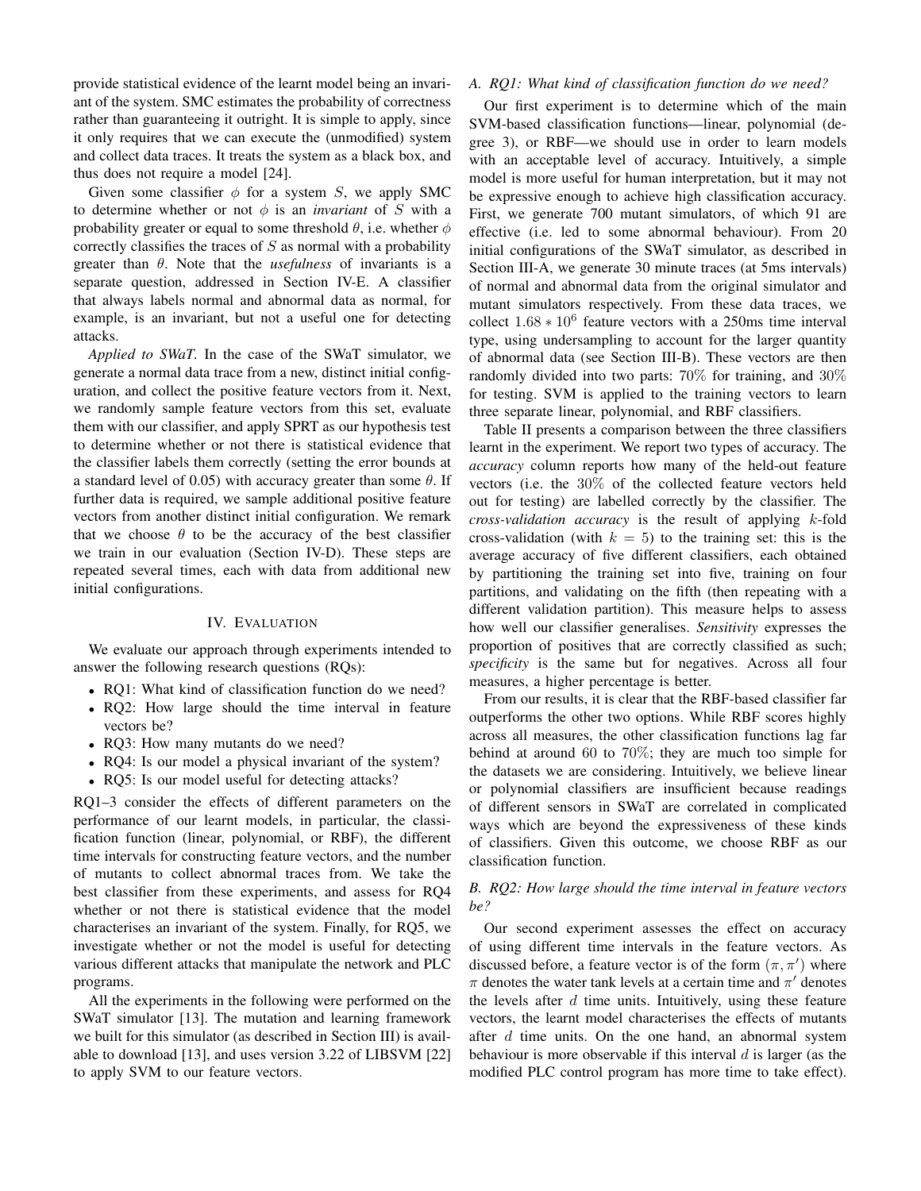provide statistical evidence of the learnt model being an invariant of the system. SMC estimates the probability of correctness rather than guaranteeing it outright. It is simple to apply, since it only requires that we can execute the (unmodified) system and collect data traces. It treats the system as a black box, and thus does not require a model [24].

Given some classifier $\phi$ for a system $S$, we apply SMC to determine whether or not $\phi$ is an *invariant* of $S$ with a probability greater or equal to some threshold $\theta$, i.e. whether $\phi$ correctly classifies the traces of $S$ as normal with a probability greater than $\theta$. Note that the *usefulness* of invariants is a separate question, addressed in Section IV-E. A classifier that always labels normal and abnormal data as normal, for example, is an invariant, but not a useful one for detecting attacks.

*Applied to SWaT.* In the case of the SWaT simulator, we generate a normal data trace from a new, distinct initial configuration, and collect the positive feature vectors from it. Next, we randomly sample feature vectors from this set, evaluate them with our classifier, and apply SPRT as our hypothesis test to determine whether or not there is statistical evidence that the classifier labels them correctly (setting the error bounds at a standard level of 0.05) with accuracy greater than some $\theta$. If further data is required, we sample additional positive feature vectors from another distinct initial configuration. We remark that we choose $\theta$ to be the accuracy of the best classifier we train in our evaluation (Section IV-D). These steps are repeated several times, each with data from additional new initial configurations.

## IV. Evaluation

We evaluate our approach through experiments intended to answer the following research questions (RQs):

- RQ1: What kind of classification function do we need?
- RQ2: How large should the time interval in feature vectors be?
- RQ3: How many mutants do we need?
- RQ4: Is our model a physical invariant of the system?
- RQ5: Is our model useful for detecting attacks?

RQ1–3 consider the effects of different parameters on the performance of our learnt models, in particular, the classification function (linear, polynomial, or RBF), the different time intervals for constructing feature vectors, and the number of mutants to collect abnormal traces from. We take the best classifier from these experiments, and assess for RQ4 whether or not there is statistical evidence that the model characterises an invariant of the system. Finally, for RQ5, we investigate whether or not the model is useful for detecting various different attacks that manipulate the network and PLC programs.

All the experiments in the following were performed on the SWaT simulator [13]. The mutation and learning framework we built for this simulator (as described in Section III) is available to download [13], and uses version 3.22 of LIBSVM [22] to apply SVM to our feature vectors.

### A. RQ1: What kind of classification function do we need?

Our first experiment is to determine which of the main SVM-based classification functions—linear, polynomial (degree 3), or RBF—we should use in order to learn models with an acceptable level of accuracy. Intuitively, a simple model is more useful for human interpretation, but it may not be expressive enough to achieve high classification accuracy. First, we generate 700 mutant simulators, of which 91 are effective (i.e. led to some abnormal behaviour). From 20 initial configurations of the SWaT simulator, as described in Section III-A, we generate 30 minute traces (at 5ms intervals) of normal and abnormal data from the original simulator and mutant simulators respectively. From these data traces, we collect $1.68 * 10^6$ feature vectors with a 250ms time interval type, using undersampling to account for the larger quantity of abnormal data (see Section III-B). These vectors are then randomly divided into two parts: $70\%$ for training, and $30\%$ for testing. SVM is applied to the training vectors to learn three separate linear, polynomial, and RBF classifiers.

Table II presents a comparison between the three classifiers learnt in the experiment. We report two types of accuracy. The *accuracy* column reports how many of the held-out feature vectors (i.e. the $30\%$ of the collected feature vectors held out for testing) are labelled correctly by the classifier. The *cross-validation accuracy* is the result of applying $k$-fold cross-validation (with $k = 5$) to the training set: this is the average accuracy of five different classifiers, each obtained by partitioning the training set into five, training on four partitions, and validating on the fifth (then repeating with a different validation partition). This measure helps to assess how well our classifier generalises. *Sensitivity* expresses the proportion of positives that are correctly classified as such; *specificity* is the same but for negatives. Across all four measures, a higher percentage is better.

From our results, it is clear that the RBF-based classifier far outperforms the other two options. While RBF scores highly across all measures, the other classification functions lag far behind at around 60 to $70\%$; they are much too simple for the datasets we are considering. Intuitively, we believe linear or polynomial classifiers are insufficient because readings of different sensors in SWaT are correlated in complicated ways which are beyond the expressiveness of these kinds of classifiers. Given this outcome, we choose RBF as our classification function.

### B. RQ2: How large should the time interval in feature vectors be?

Our second experiment assesses the effect on accuracy of using different time intervals in the feature vectors. As discussed before, a feature vector is of the form $(\pi, \pi')$ where $\pi$ denotes the water tank levels at a certain time and $\pi'$ denotes the levels after $d$ time units. Intuitively, using these feature vectors, the learnt model characterises the effects of mutants after $d$ time units. On the one hand, an abnormal system behaviour is more observable if this interval $d$ is larger (as the modified PLC control program has more time to take effect).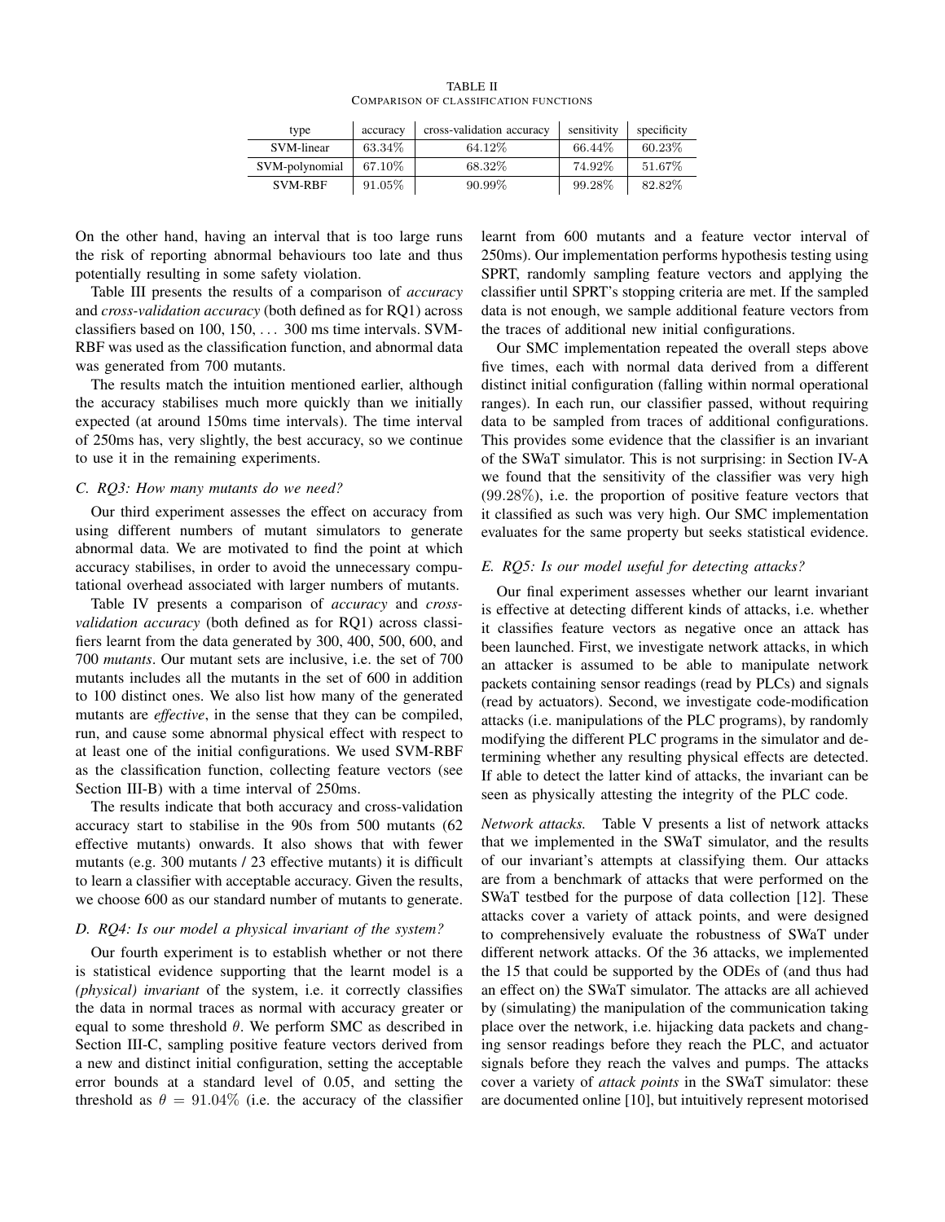TABLE II
COMPARISON OF CLASSIFICATION FUNCTIONS

| type | accuracy | cross-validation accuracy | sensitivity | specificity |
|---|---|---|---|---|
| SVM-linear | 63.34% | 64.12% | 66.44% | 60.23% |
| SVM-polynomial | 67.10% | 68.32% | 74.92% | 51.67% |
| SVM-RBF | 91.05% | 90.99% | 99.28% | 82.82% |

On the other hand, having an interval that is too large runs the risk of reporting abnormal behaviours too late and thus potentially resulting in some safety violation.

Table III presents the results of a comparison of *accuracy* and *cross-validation accuracy* (both defined as for RQ1) across classifiers based on 100, 150, ... 300 ms time intervals. SVM-RBF was used as the classification function, and abnormal data was generated from 700 mutants.

The results match the intuition mentioned earlier, although the accuracy stabilises much more quickly than we initially expected (at around 150ms time intervals). The time interval of 250ms has, very slightly, the best accuracy, so we continue to use it in the remaining experiments.

### C. RQ3: How many mutants do we need?

Our third experiment assesses the effect on accuracy from using different numbers of mutant simulators to generate abnormal data. We are motivated to find the point at which accuracy stabilises, in order to avoid the unnecessary computational overhead associated with larger numbers of mutants.

Table IV presents a comparison of *accuracy* and *cross-validation accuracy* (both defined as for RQ1) across classifiers learnt from the data generated by 300, 400, 500, 600, and 700 *mutants*. Our mutant sets are inclusive, i.e. the set of 700 mutants includes all the mutants in the set of 600 in addition to 100 distinct ones. We also list how many of the generated mutants are *effective*, in the sense that they can be compiled, run, and cause some abnormal physical effect with respect to at least one of the initial configurations. We used SVM-RBF as the classification function, collecting feature vectors (see Section III-B) with a time interval of 250ms.

The results indicate that both accuracy and cross-validation accuracy start to stabilise in the 90s from 500 mutants (62 effective mutants) onwards. It also shows that with fewer mutants (e.g. 300 mutants / 23 effective mutants) it is difficult to learn a classifier with acceptable accuracy. Given the results, we choose 600 as our standard number of mutants to generate.

### D. RQ4: Is our model a physical invariant of the system?

Our fourth experiment is to establish whether or not there is statistical evidence supporting that the learnt model is a *(physical) invariant* of the system, i.e. it correctly classifies the data in normal traces as normal with accuracy greater or equal to some threshold $\theta$. We perform SMC as described in Section III-C, sampling positive feature vectors derived from a new and distinct initial configuration, setting the acceptable error bounds at a standard level of 0.05, and setting the threshold as $\theta = 91.04\%$ (i.e. the accuracy of the classifier learnt from 600 mutants and a feature vector interval of 250ms). Our implementation performs hypothesis testing using SPRT, randomly sampling feature vectors and applying the classifier until SPRT's stopping criteria are met. If the sampled data is not enough, we sample additional feature vectors from the traces of additional new initial configurations.

Our SMC implementation repeated the overall steps above five times, each with normal data derived from a different distinct initial configuration (falling within normal operational ranges). In each run, our classifier passed, without requiring data to be sampled from traces of additional configurations. This provides some evidence that the classifier is an invariant of the SWaT simulator. This is not surprising: in Section IV-A we found that the sensitivity of the classifier was very high (99.28%), i.e. the proportion of positive feature vectors that it classified as such was very high. Our SMC implementation evaluates for the same property but seeks statistical evidence.

### E. RQ5: Is our model useful for detecting attacks?

Our final experiment assesses whether our learnt invariant is effective at detecting different kinds of attacks, i.e. whether it classifies feature vectors as negative once an attack has been launched. First, we investigate network attacks, in which an attacker is assumed to be able to manipulate network packets containing sensor readings (read by PLCs) and signals (read by actuators). Second, we investigate code-modification attacks (i.e. manipulations of the PLC programs), by randomly modifying the different PLC programs in the simulator and determining whether any resulting physical effects are detected. If able to detect the latter kind of attacks, the invariant can be seen as physically attesting the integrity of the PLC code.

*Network attacks.* Table V presents a list of network attacks that we implemented in the SWaT simulator, and the results of our invariant's attempts at classifying them. Our attacks are from a benchmark of attacks that were performed on the SWaT testbed for the purpose of data collection [12]. These attacks cover a variety of attack points, and were designed to comprehensively evaluate the robustness of SWaT under different network attacks. Of the 36 attacks, we implemented the 15 that could be supported by the ODEs of (and thus had an effect on) the SWaT simulator. The attacks are all achieved by (simulating) the manipulation of the communication taking place over the network, i.e. hijacking data packets and changing sensor readings before they reach the PLC, and actuator signals before they reach the valves and pumps. The attacks cover a variety of *attack points* in the SWaT simulator: these are documented online [10], but intuitively represent motorised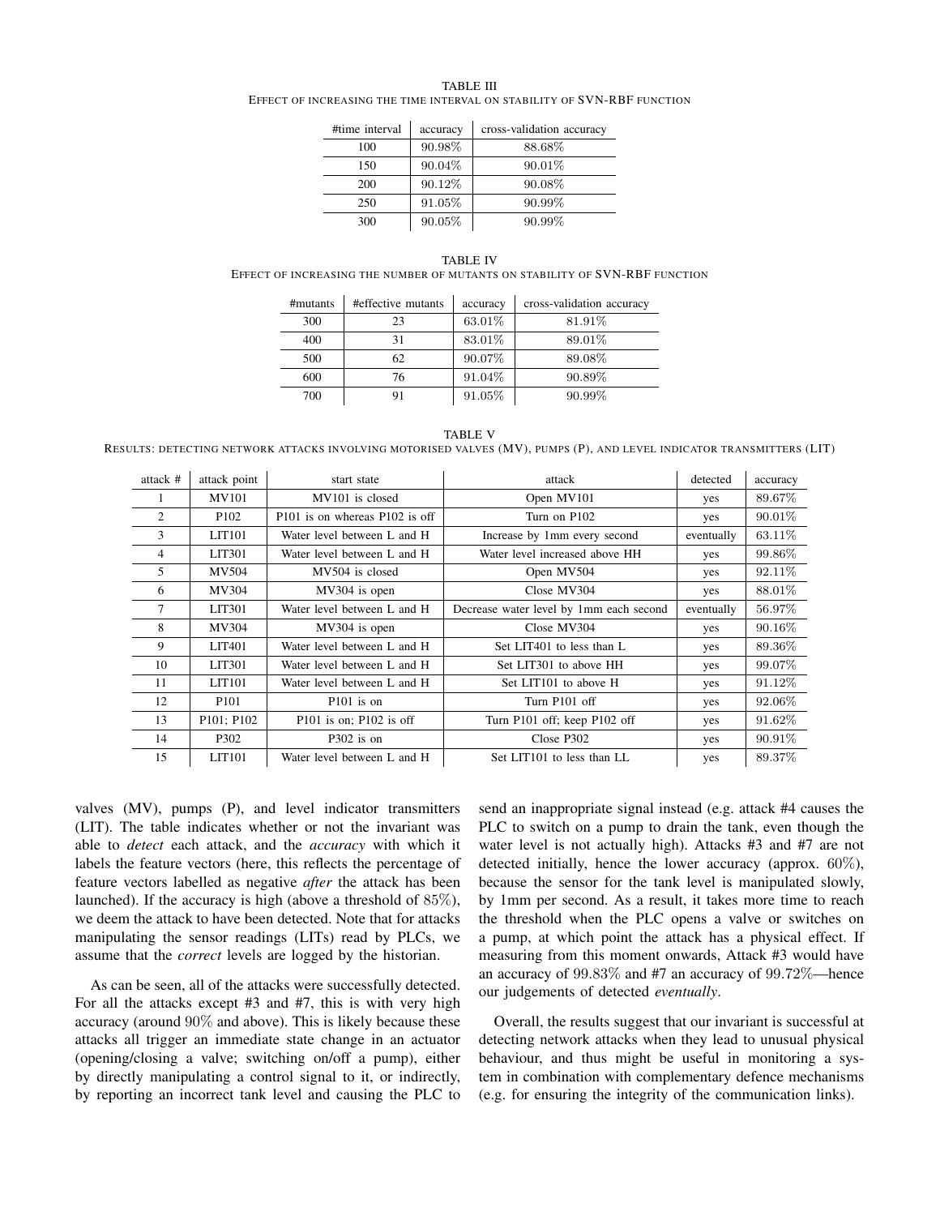TABLE III
EFFECT OF INCREASING THE TIME INTERVAL ON STABILITY OF SVN-RBF FUNCTION

| #time interval | accuracy | cross-validation accuracy |
|---|---|---|
| 100 | 90.98% | 88.68% |
| 150 | 90.04% | 90.01% |
| 200 | 90.12% | 90.08% |
| 250 | 91.05% | 90.99% |
| 300 | 90.05% | 90.99% |

TABLE IV
EFFECT OF INCREASING THE NUMBER OF MUTANTS ON STABILITY OF SVN-RBF FUNCTION

| #mutants | #effective mutants | accuracy | cross-validation accuracy |
|---|---|---|---|
| 300 | 23 | 63.01% | 81.91% |
| 400 | 31 | 83.01% | 89.01% |
| 500 | 62 | 90.07% | 89.08% |
| 600 | 76 | 91.04% | 90.89% |
| 700 | 91 | 91.05% | 90.99% |

TABLE V
RESULTS: DETECTING NETWORK ATTACKS INVOLVING MOTORISED VALVES (MV), PUMPS (P), AND LEVEL INDICATOR TRANSMITTERS (LIT)

| attack # | attack point | start state | attack | detected | accuracy |
|---|---|---|---|---|---|
| 1 | MV101 | MV101 is closed | Open MV101 | yes | 89.67% |
| 2 | P102 | P101 is on whereas P102 is off | Turn on P102 | yes | 90.01% |
| 3 | LIT101 | Water level between L and H | Increase by 1mm every second | eventually | 63.11% |
| 4 | LIT301 | Water level between L and H | Water level increased above HH | yes | 99.86% |
| 5 | MV504 | MV504 is closed | Open MV504 | yes | 92.11% |
| 6 | MV304 | MV304 is open | Close MV304 | yes | 88.01% |
| 7 | LIT301 | Water level between L and H | Decrease water level by 1mm each second | eventually | 56.97% |
| 8 | MV304 | MV304 is open | Close MV304 | yes | 90.16% |
| 9 | LIT401 | Water level between L and H | Set LIT401 to less than L | yes | 89.36% |
| 10 | LIT301 | Water level between L and H | Set LIT301 to above HH | yes | 99.07% |
| 11 | LIT101 | Water level between L and H | Set LIT101 to above H | yes | 91.12% |
| 12 | P101 | P101 is on | Turn P101 off | yes | 92.06% |
| 13 | P101; P102 | P101 is on; P102 is off | Turn P101 off; keep P102 off | yes | 91.62% |
| 14 | P302 | P302 is on | Close P302 | yes | 90.91% |
| 15 | LIT101 | Water level between L and H | Set LIT101 to less than LL | yes | 89.37% |

valves (MV), pumps (P), and level indicator transmitters (LIT). The table indicates whether or not the invariant was able to *detect* each attack, and the *accuracy* with which it labels the feature vectors (here, this reflects the percentage of feature vectors labelled as negative *after* the attack has been launched). If the accuracy is high (above a threshold of $85\%$), we deem the attack to have been detected. Note that for attacks manipulating the sensor readings (LITs) read by PLCs, we assume that the *correct* levels are logged by the historian.

As can be seen, all of the attacks were successfully detected. For all the attacks except #3 and #7, this is with very high accuracy (around $90\%$ and above). This is likely because these attacks all trigger an immediate state change in an actuator (opening/closing a valve; switching on/off a pump), either by directly manipulating a control signal to it, or indirectly, by reporting an incorrect tank level and causing the PLC to send an inappropriate signal instead (e.g. attack #4 causes the PLC to switch on a pump to drain the tank, even though the water level is not actually high). Attacks #3 and #7 are not detected initially, hence the lower accuracy (approx. $60\%$), because the sensor for the tank level is manipulated slowly, by 1mm per second. As a result, it takes more time to reach the threshold when the PLC opens a valve or switches on a pump, at which point the attack has a physical effect. If measuring from this moment onwards, Attack #3 would have an accuracy of $99.83\%$ and #7 an accuracy of $99.72\%$—hence our judgements of detected *eventually*.

Overall, the results suggest that our invariant is successful at detecting network attacks when they lead to unusual physical behaviour, and thus might be useful in monitoring a system in combination with complementary defence mechanisms (e.g. for ensuring the integrity of the communication links).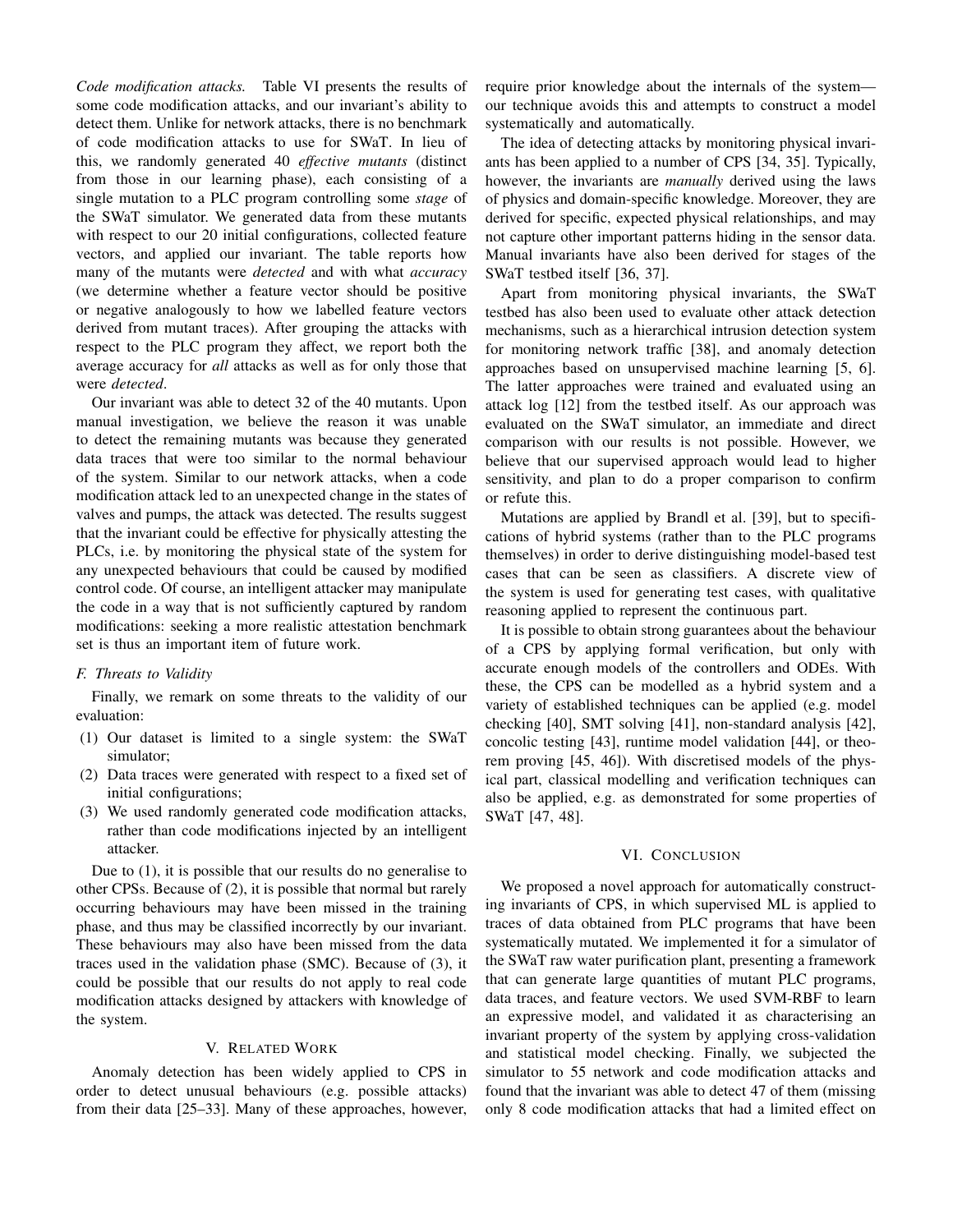*Code modification attacks.* Table VI presents the results of some code modification attacks, and our invariant's ability to detect them. Unlike for network attacks, there is no benchmark of code modification attacks to use for SWaT. In lieu of this, we randomly generated 40 *effective mutants* (distinct from those in our learning phase), each consisting of a single mutation to a PLC program controlling some *stage* of the SWaT simulator. We generated data from these mutants with respect to our 20 initial configurations, collected feature vectors, and applied our invariant. The table reports how many of the mutants were *detected* and with what *accuracy* (we determine whether a feature vector should be positive or negative analogously to how we labelled feature vectors derived from mutant traces). After grouping the attacks with respect to the PLC program they affect, we report both the average accuracy for *all* attacks as well as for only those that were *detected*.

Our invariant was able to detect 32 of the 40 mutants. Upon manual investigation, we believe the reason it was unable to detect the remaining mutants was because they generated data traces that were too similar to the normal behaviour of the system. Similar to our network attacks, when a code modification attack led to an unexpected change in the states of valves and pumps, the attack was detected. The results suggest that the invariant could be effective for physically attesting the PLCs, i.e. by monitoring the physical state of the system for any unexpected behaviours that could be caused by modified control code. Of course, an intelligent attacker may manipulate the code in a way that is not sufficiently captured by random modifications: seeking a more realistic attestation benchmark set is thus an important item of future work.

### F. Threats to Validity

Finally, we remark on some threats to the validity of our evaluation:

(1) Our dataset is limited to a single system: the SWaT simulator;
(2) Data traces were generated with respect to a fixed set of initial configurations;
(3) We used randomly generated code modification attacks, rather than code modifications injected by an intelligent attacker.

Due to (1), it is possible that our results do no generalise to other CPSs. Because of (2), it is possible that normal but rarely occurring behaviours may have been missed in the training phase, and thus may be classified incorrectly by our invariant. These behaviours may also have been missed from the data traces used in the validation phase (SMC). Because of (3), it could be possible that our results do not apply to real code modification attacks designed by attackers with knowledge of the system.

## V. Related Work

Anomaly detection has been widely applied to CPS in order to detect unusual behaviours (e.g. possible attacks) from their data [25–33]. Many of these approaches, however, require prior knowledge about the internals of the system—our technique avoids this and attempts to construct a model systematically and automatically.

The idea of detecting attacks by monitoring physical invariants has been applied to a number of CPS [34, 35]. Typically, however, the invariants are *manually* derived using the laws of physics and domain-specific knowledge. Moreover, they are derived for specific, expected physical relationships, and may not capture other important patterns hiding in the sensor data. Manual invariants have also been derived for stages of the SWaT testbed itself [36, 37].

Apart from monitoring physical invariants, the SWaT testbed has also been used to evaluate other attack detection mechanisms, such as a hierarchical intrusion detection system for monitoring network traffic [38], and anomaly detection approaches based on unsupervised machine learning [5, 6]. The latter approaches were trained and evaluated using an attack log [12] from the testbed itself. As our approach was evaluated on the SWaT simulator, an immediate and direct comparison with our results is not possible. However, we believe that our supervised approach would lead to higher sensitivity, and plan to do a proper comparison to confirm or refute this.

Mutations are applied by Brandl et al. [39], but to specifications of hybrid systems (rather than to the PLC programs themselves) in order to derive distinguishing model-based test cases that can be seen as classifiers. A discrete view of the system is used for generating test cases, with qualitative reasoning applied to represent the continuous part.

It is possible to obtain strong guarantees about the behaviour of a CPS by applying formal verification, but only with accurate enough models of the controllers and ODEs. With these, the CPS can be modelled as a hybrid system and a variety of established techniques can be applied (e.g. model checking [40], SMT solving [41], non-standard analysis [42], concolic testing [43], runtime model validation [44], or theorem proving [45, 46]). With discretised models of the physical part, classical modelling and verification techniques can also be applied, e.g. as demonstrated for some properties of SWaT [47, 48].

## VI. Conclusion

We proposed a novel approach for automatically constructing invariants of CPS, in which supervised ML is applied to traces of data obtained from PLC programs that have been systematically mutated. We implemented it for a simulator of the SWaT raw water purification plant, presenting a framework that can generate large quantities of mutant PLC programs, data traces, and feature vectors. We used SVM-RBF to learn an expressive model, and validated it as characterising an invariant property of the system by applying cross-validation and statistical model checking. Finally, we subjected the simulator to 55 network and code modification attacks and found that the invariant was able to detect 47 of them (missing only 8 code modification attacks that had a limited effect on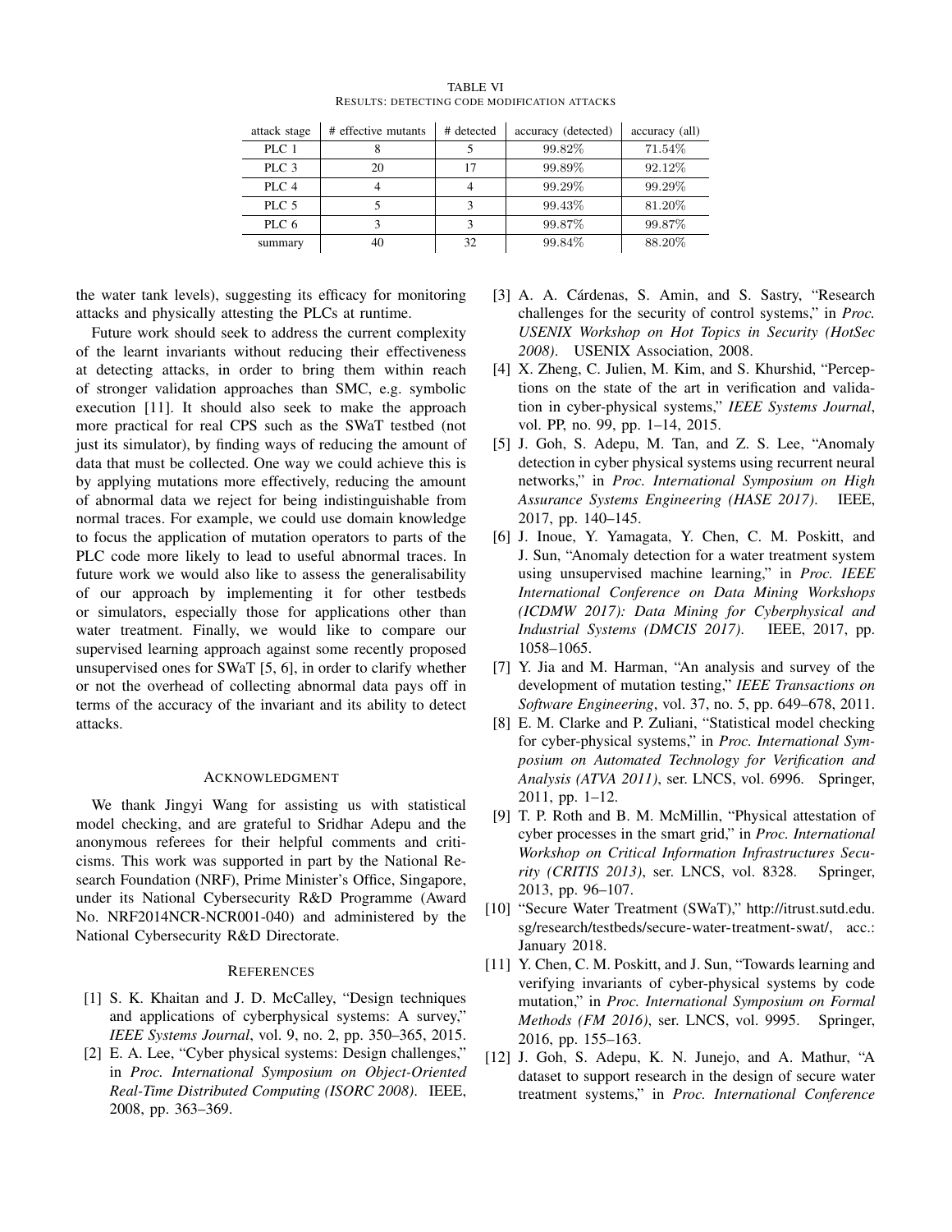TABLE VI
RESULTS: DETECTING CODE MODIFICATION ATTACKS

| attack stage | # effective mutants | # detected | accuracy (detected) | accuracy (all) |
|---|---|---|---|---|
| PLC 1 | 8 | 5 | 99.82% | 71.54% |
| PLC 3 | 20 | 17 | 99.89% | 92.12% |
| PLC 4 | 4 | 4 | 99.29% | 99.29% |
| PLC 5 | 5 | 3 | 99.43% | 81.20% |
| PLC 6 | 3 | 3 | 99.87% | 99.87% |
| summary | 40 | 32 | 99.84% | 88.20% |

the water tank levels), suggesting its efficacy for monitoring attacks and physically attesting the PLCs at runtime.

Future work should seek to address the current complexity of the learnt invariants without reducing their effectiveness at detecting attacks, in order to bring them within reach of stronger validation approaches than SMC, e.g. symbolic execution [11]. It should also seek to make the approach more practical for real CPS such as the SWaT testbed (not just its simulator), by finding ways of reducing the amount of data that must be collected. One way we could achieve this is by applying mutations more effectively, reducing the amount of abnormal data we reject for being indistinguishable from normal traces. For example, we could use domain knowledge to focus the application of mutation operators to parts of the PLC code more likely to lead to useful abnormal traces. In future work we would also like to assess the generalisability of our approach by implementing it for other testbeds or simulators, especially those for applications other than water treatment. Finally, we would like to compare our supervised learning approach against some recently proposed unsupervised ones for SWaT [5, 6], in order to clarify whether or not the overhead of collecting abnormal data pays off in terms of the accuracy of the invariant and its ability to detect attacks.

## ACKNOWLEDGMENT

We thank Jingyi Wang for assisting us with statistical model checking, and are grateful to Sridhar Adepu and the anonymous referees for their helpful comments and criticisms. This work was supported in part by the National Research Foundation (NRF), Prime Minister's Office, Singapore, under its National Cybersecurity R&D Programme (Award No. NRF2014NCR-NCR001-040) and administered by the National Cybersecurity R&D Directorate.

## REFERENCES

[1] S. K. Khaitan and J. D. McCalley, "Design techniques and applications of cyberphysical systems: A survey," *IEEE Systems Journal*, vol. 9, no. 2, pp. 350–365, 2015.

[2] E. A. Lee, "Cyber physical systems: Design challenges," in *Proc. International Symposium on Object-Oriented Real-Time Distributed Computing (ISORC 2008)*. IEEE, 2008, pp. 363–369.

[3] A. A. Cárdenas, S. Amin, and S. Sastry, "Research challenges for the security of control systems," in *Proc. USENIX Workshop on Hot Topics in Security (HotSec 2008)*. USENIX Association, 2008.

[4] X. Zheng, C. Julien, M. Kim, and S. Khurshid, "Perceptions on the state of the art in verification and validation in cyber-physical systems," *IEEE Systems Journal*, vol. PP, no. 99, pp. 1–14, 2015.

[5] J. Goh, S. Adepu, M. Tan, and Z. S. Lee, "Anomaly detection in cyber physical systems using recurrent neural networks," in *Proc. International Symposium on High Assurance Systems Engineering (HASE 2017)*. IEEE, 2017, pp. 140–145.

[6] J. Inoue, Y. Yamagata, Y. Chen, C. M. Poskitt, and J. Sun, "Anomaly detection for a water treatment system using unsupervised machine learning," in *Proc. IEEE International Conference on Data Mining Workshops (ICDMW 2017): Data Mining for Cyberphysical and Industrial Systems (DMCIS 2017)*. IEEE, 2017, pp. 1058–1065.

[7] Y. Jia and M. Harman, "An analysis and survey of the development of mutation testing," *IEEE Transactions on Software Engineering*, vol. 37, no. 5, pp. 649–678, 2011.

[8] E. M. Clarke and P. Zuliani, "Statistical model checking for cyber-physical systems," in *Proc. International Symposium on Automated Technology for Verification and Analysis (ATVA 2011)*, ser. LNCS, vol. 6996. Springer, 2011, pp. 1–12.

[9] T. P. Roth and B. M. McMillin, "Physical attestation of cyber processes in the smart grid," in *Proc. International Workshop on Critical Information Infrastructures Security (CRITIS 2013)*, ser. LNCS, vol. 8328. Springer, 2013, pp. 96–107.

[10] "Secure Water Treatment (SWaT)," http://itrust.sutd.edu.sg/research/testbeds/secure-water-treatment-swat/, acc.: January 2018.

[11] Y. Chen, C. M. Poskitt, and J. Sun, "Towards learning and verifying invariants of cyber-physical systems by code mutation," in *Proc. International Symposium on Formal Methods (FM 2016)*, ser. LNCS, vol. 9995. Springer, 2016, pp. 155–163.

[12] J. Goh, S. Adepu, K. N. Junejo, and A. Mathur, "A dataset to support research in the design of secure water treatment systems," in *Proc. International Conference*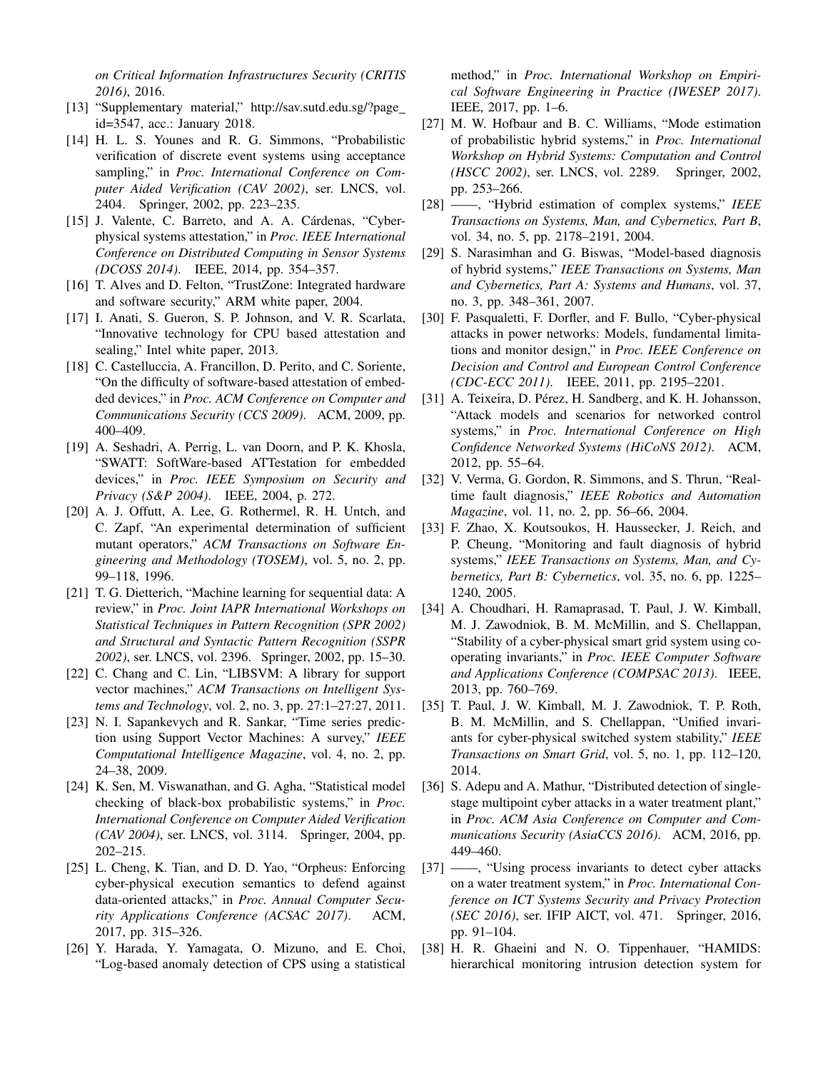*on Critical Information Infrastructures Security (CRITIS 2016)*, 2016.

[13] "Supplementary material," http://sav.sutd.edu.sg/?page_id=3547, acc.: January 2018.

[14] H. L. S. Younes and R. G. Simmons, "Probabilistic verification of discrete event systems using acceptance sampling," in *Proc. International Conference on Computer Aided Verification (CAV 2002)*, ser. LNCS, vol. 2404. Springer, 2002, pp. 223–235.

[15] J. Valente, C. Barreto, and A. A. Cárdenas, "Cyber-physical systems attestation," in *Proc. IEEE International Conference on Distributed Computing in Sensor Systems (DCOSS 2014)*. IEEE, 2014, pp. 354–357.

[16] T. Alves and D. Felton, "TrustZone: Integrated hardware and software security," ARM white paper, 2004.

[17] I. Anati, S. Gueron, S. P. Johnson, and V. R. Scarlata, "Innovative technology for CPU based attestation and sealing," Intel white paper, 2013.

[18] C. Castelluccia, A. Francillon, D. Perito, and C. Soriente, "On the difficulty of software-based attestation of embedded devices," in *Proc. ACM Conference on Computer and Communications Security (CCS 2009)*. ACM, 2009, pp. 400–409.

[19] A. Seshadri, A. Perrig, L. van Doorn, and P. K. Khosla, "SWATT: SoftWare-based ATTestation for embedded devices," in *Proc. IEEE Symposium on Security and Privacy (S&P 2004)*. IEEE, 2004, p. 272.

[20] A. J. Offutt, A. Lee, G. Rothermel, R. H. Untch, and C. Zapf, "An experimental determination of sufficient mutant operators," *ACM Transactions on Software Engineering and Methodology (TOSEM)*, vol. 5, no. 2, pp. 99–118, 1996.

[21] T. G. Dietterich, "Machine learning for sequential data: A review," in *Proc. Joint IAPR International Workshops on Statistical Techniques in Pattern Recognition (SPR 2002) and Structural and Syntactic Pattern Recognition (SSPR 2002)*, ser. LNCS, vol. 2396. Springer, 2002, pp. 15–30.

[22] C. Chang and C. Lin, "LIBSVM: A library for support vector machines," *ACM Transactions on Intelligent Systems and Technology*, vol. 2, no. 3, pp. 27:1–27:27, 2011.

[23] N. I. Sapankevych and R. Sankar, "Time series prediction using Support Vector Machines: A survey," *IEEE Computational Intelligence Magazine*, vol. 4, no. 2, pp. 24–38, 2009.

[24] K. Sen, M. Viswanathan, and G. Agha, "Statistical model checking of black-box probabilistic systems," in *Proc. International Conference on Computer Aided Verification (CAV 2004)*, ser. LNCS, vol. 3114. Springer, 2004, pp. 202–215.

[25] L. Cheng, K. Tian, and D. D. Yao, "Orpheus: Enforcing cyber-physical execution semantics to defend against data-oriented attacks," in *Proc. Annual Computer Security Applications Conference (ACSAC 2017)*. ACM, 2017, pp. 315–326.

[26] Y. Harada, Y. Yamagata, O. Mizuno, and E. Choi, "Log-based anomaly detection of CPS using a statistical method," in *Proc. International Workshop on Empirical Software Engineering in Practice (IWESEP 2017)*. IEEE, 2017, pp. 1–6.

[27] M. W. Hofbaur and B. C. Williams, "Mode estimation of probabilistic hybrid systems," in *Proc. International Workshop on Hybrid Systems: Computation and Control (HSCC 2002)*, ser. LNCS, vol. 2289. Springer, 2002, pp. 253–266.

[28] ——, "Hybrid estimation of complex systems," *IEEE Transactions on Systems, Man, and Cybernetics, Part B*, vol. 34, no. 5, pp. 2178–2191, 2004.

[29] S. Narasimhan and G. Biswas, "Model-based diagnosis of hybrid systems," *IEEE Transactions on Systems, Man and Cybernetics, Part A: Systems and Humans*, vol. 37, no. 3, pp. 348–361, 2007.

[30] F. Pasqualetti, F. Dorfler, and F. Bullo, "Cyber-physical attacks in power networks: Models, fundamental limitations and monitor design," in *Proc. IEEE Conference on Decision and Control and European Control Conference (CDC-ECC 2011)*. IEEE, 2011, pp. 2195–2201.

[31] A. Teixeira, D. Pérez, H. Sandberg, and K. H. Johansson, "Attack models and scenarios for networked control systems," in *Proc. International Conference on High Confidence Networked Systems (HiCoNS 2012)*. ACM, 2012, pp. 55–64.

[32] V. Verma, G. Gordon, R. Simmons, and S. Thrun, "Real-time fault diagnosis," *IEEE Robotics and Automation Magazine*, vol. 11, no. 2, pp. 56–66, 2004.

[33] F. Zhao, X. Koutsoukos, H. Haussecker, J. Reich, and P. Cheung, "Monitoring and fault diagnosis of hybrid systems," *IEEE Transactions on Systems, Man, and Cybernetics, Part B: Cybernetics*, vol. 35, no. 6, pp. 1225–1240, 2005.

[34] A. Choudhari, H. Ramaprasad, T. Paul, J. W. Kimball, M. J. Zawodniok, B. M. McMillin, and S. Chellappan, "Stability of a cyber-physical smart grid system using cooperating invariants," in *Proc. IEEE Computer Software and Applications Conference (COMPSAC 2013)*. IEEE, 2013, pp. 760–769.

[35] T. Paul, J. W. Kimball, M. J. Zawodniok, T. P. Roth, B. M. McMillin, and S. Chellappan, "Unified invariants for cyber-physical switched system stability," *IEEE Transactions on Smart Grid*, vol. 5, no. 1, pp. 112–120, 2014.

[36] S. Adepu and A. Mathur, "Distributed detection of single-stage multipoint cyber attacks in a water treatment plant," in *Proc. ACM Asia Conference on Computer and Communications Security (AsiaCCS 2016)*. ACM, 2016, pp. 449–460.

[37] ——, "Using process invariants to detect cyber attacks on a water treatment system," in *Proc. International Conference on ICT Systems Security and Privacy Protection (SEC 2016)*, ser. IFIP AICT, vol. 471. Springer, 2016, pp. 91–104.

[38] H. R. Ghaeini and N. O. Tippenhauer, "HAMIDS: hierarchical monitoring intrusion detection system for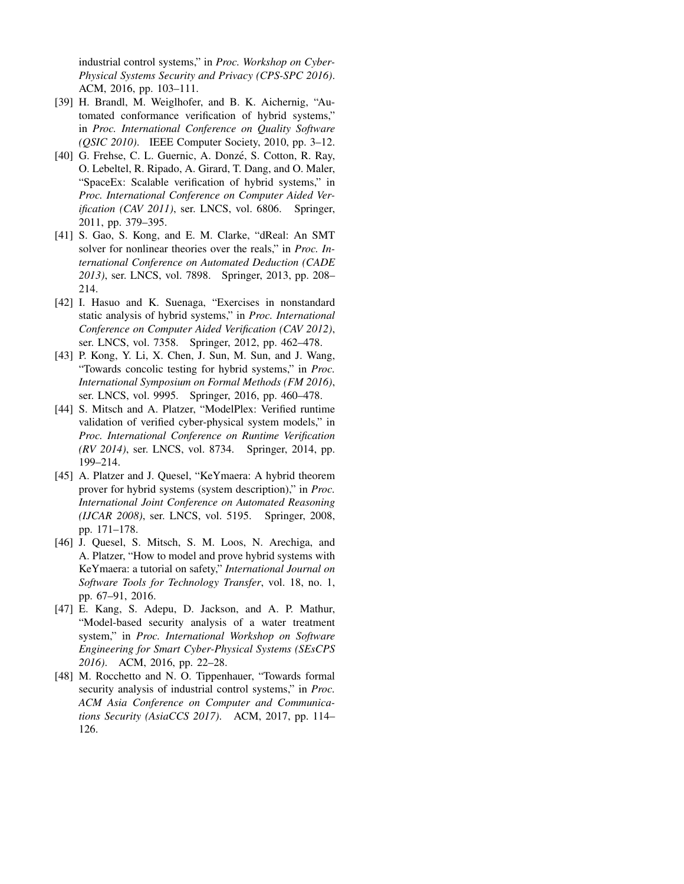industrial control systems," in *Proc. Workshop on Cyber-Physical Systems Security and Privacy (CPS-SPC 2016)*. ACM, 2016, pp. 103–111.

[39] H. Brandl, M. Weiglhofer, and B. K. Aichernig, "Automated conformance verification of hybrid systems," in *Proc. International Conference on Quality Software (QSIC 2010)*. IEEE Computer Society, 2010, pp. 3–12.

[40] G. Frehse, C. L. Guernic, A. Donzé, S. Cotton, R. Ray, O. Lebeltel, R. Ripado, A. Girard, T. Dang, and O. Maler, "SpaceEx: Scalable verification of hybrid systems," in *Proc. International Conference on Computer Aided Verification (CAV 2011)*, ser. LNCS, vol. 6806. Springer, 2011, pp. 379–395.

[41] S. Gao, S. Kong, and E. M. Clarke, "dReal: An SMT solver for nonlinear theories over the reals," in *Proc. International Conference on Automated Deduction (CADE 2013)*, ser. LNCS, vol. 7898. Springer, 2013, pp. 208–214.

[42] I. Hasuo and K. Suenaga, "Exercises in nonstandard static analysis of hybrid systems," in *Proc. International Conference on Computer Aided Verification (CAV 2012)*, ser. LNCS, vol. 7358. Springer, 2012, pp. 462–478.

[43] P. Kong, Y. Li, X. Chen, J. Sun, M. Sun, and J. Wang, "Towards concolic testing for hybrid systems," in *Proc. International Symposium on Formal Methods (FM 2016)*, ser. LNCS, vol. 9995. Springer, 2016, pp. 460–478.

[44] S. Mitsch and A. Platzer, "ModelPlex: Verified runtime validation of verified cyber-physical system models," in *Proc. International Conference on Runtime Verification (RV 2014)*, ser. LNCS, vol. 8734. Springer, 2014, pp. 199–214.

[45] A. Platzer and J. Quesel, "KeYmaera: A hybrid theorem prover for hybrid systems (system description)," in *Proc. International Joint Conference on Automated Reasoning (IJCAR 2008)*, ser. LNCS, vol. 5195. Springer, 2008, pp. 171–178.

[46] J. Quesel, S. Mitsch, S. M. Loos, N. Arechiga, and A. Platzer, "How to model and prove hybrid systems with KeYmaera: a tutorial on safety," *International Journal on Software Tools for Technology Transfer*, vol. 18, no. 1, pp. 67–91, 2016.

[47] E. Kang, S. Adepu, D. Jackson, and A. P. Mathur, "Model-based security analysis of a water treatment system," in *Proc. International Workshop on Software Engineering for Smart Cyber-Physical Systems (SEsCPS 2016)*. ACM, 2016, pp. 22–28.

[48] M. Rocchetto and N. O. Tippenhauer, "Towards formal security analysis of industrial control systems," in *Proc. ACM Asia Conference on Computer and Communications Security (AsiaCCS 2017)*. ACM, 2017, pp. 114–126.